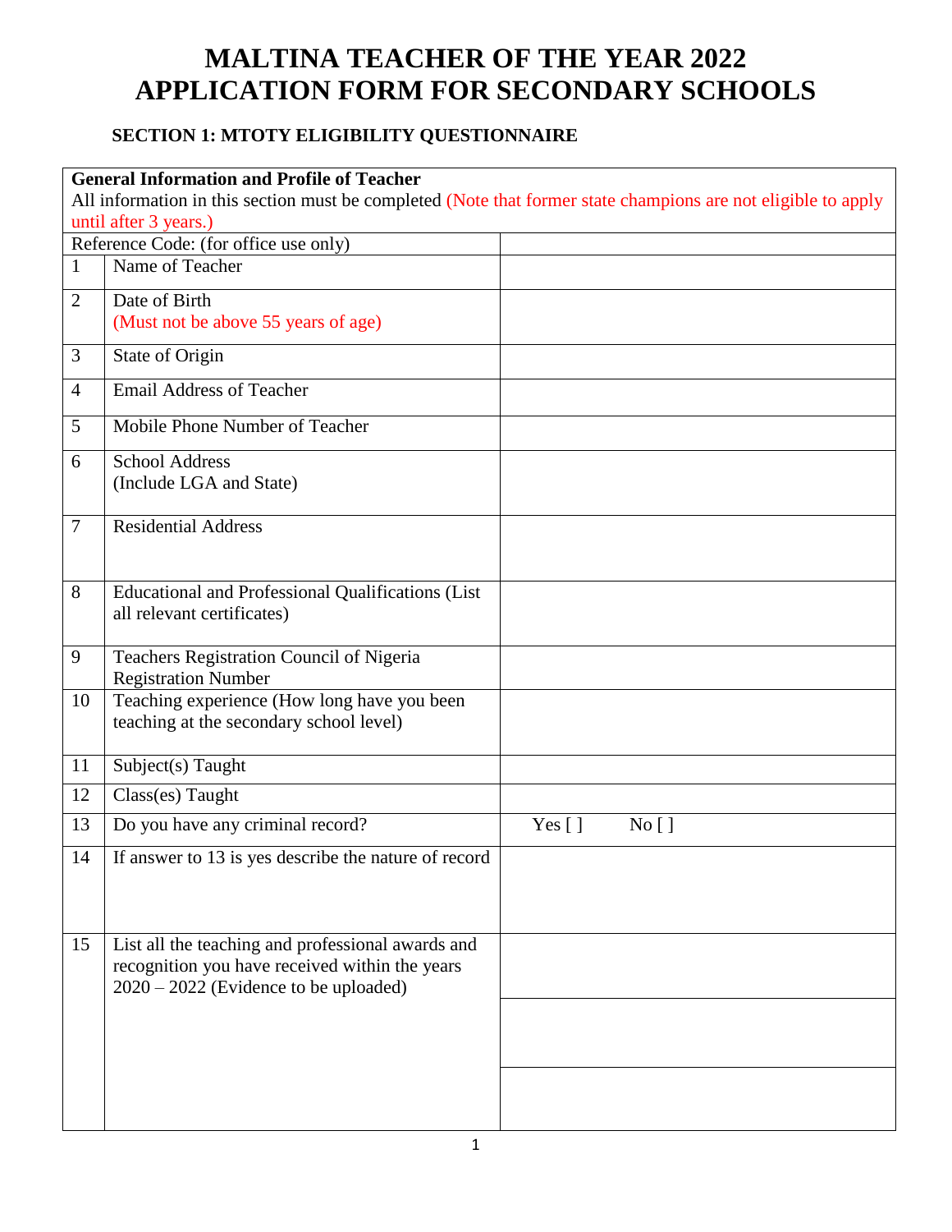# MALTINA TEACHER OF THE YEAR 2022
# APPLICATION FORM FOR SECONDARY SCHOOLS

### SECTION 1: MTOTY ELIGIBILITY QUESTIONNAIRE

| **General Information and Profile of Teacher** All information in this section must be completed (Note that former state champions are not eligible to apply until after 3 years.) | | |
|---|---|---|
| Reference Code: (for office use only) | | |
| 1 | Name of Teacher | |
| 2 | Date of Birth (Must not be above 55 years of age) | |
| 3 | State of Origin | |
| 4 | Email Address of Teacher | |
| 5 | Mobile Phone Number of Teacher | |
| 6 | School Address (Include LGA and State) | |
| 7 | Residential Address | |
| 8 | Educational and Professional Qualifications (List all relevant certificates) | |
| 9 | Teachers Registration Council of Nigeria Registration Number | |
| 10 | Teaching experience (How long have you been teaching at the secondary school level) | |
| 11 | Subject(s) Taught | |
| 12 | Class(es) Taught | |
| 13 | Do you have any criminal record? | Yes [ ] No [ ] |
| 14 | If answer to 13 is yes describe the nature of record | |
| 15 | List all the teaching and professional awards and recognition you have received within the years 2020 – 2022 (Evidence to be uploaded) | |
| | | |
| | | |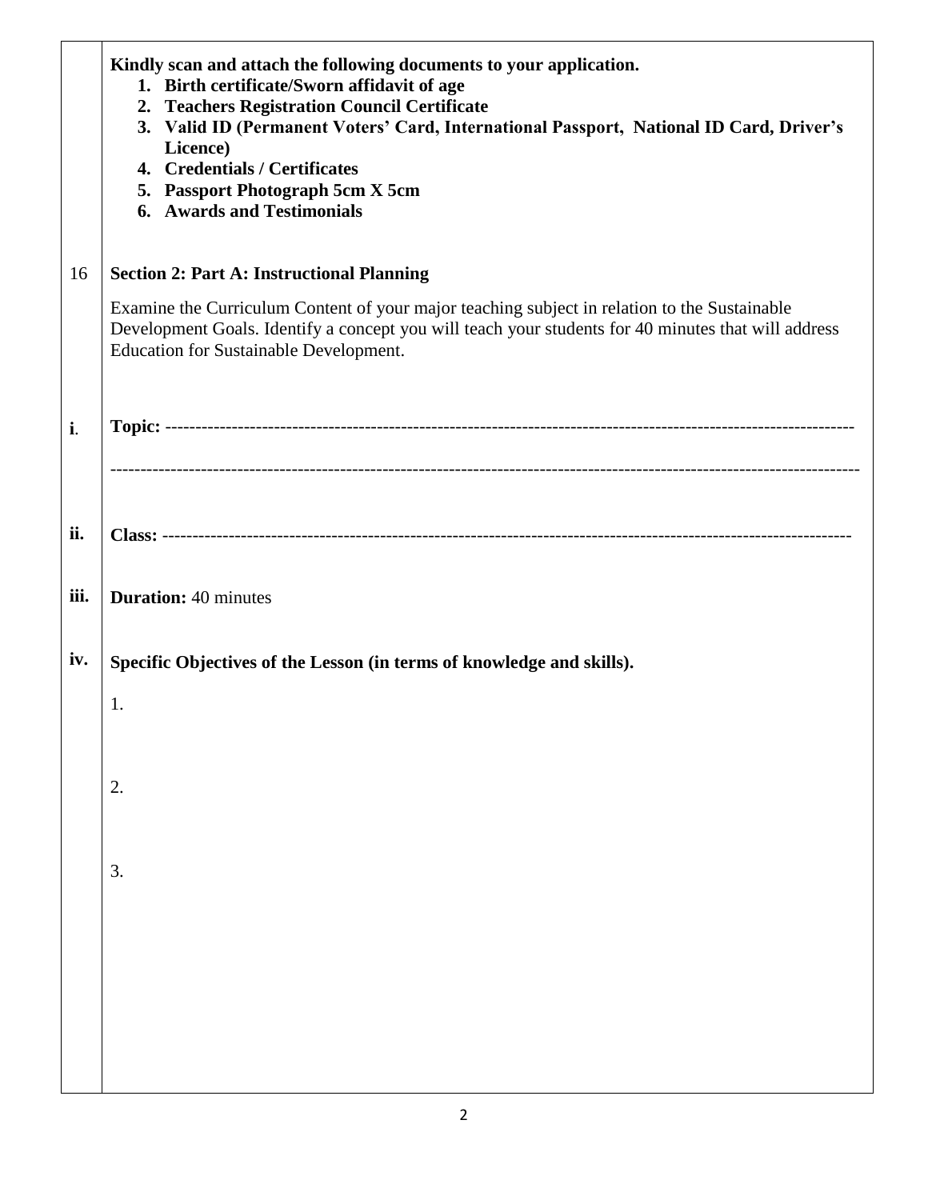**Kindly scan and attach the following documents to your application.**

1. **Birth certificate/Sworn affidavit of age**
2. **Teachers Registration Council Certificate**
3. **Valid ID (Permanent Voters' Card, International Passport, National ID Card, Driver's Licence)**
4. **Credentials / Certificates**
5. **Passport Photograph 5cm X 5cm**
6. **Awards and Testimonials**

16 **Section 2: Part A: Instructional Planning**

Examine the Curriculum Content of your major teaching subject in relation to the Sustainable Development Goals. Identify a concept you will teach your students for 40 minutes that will address Education for Sustainable Development.

i. **Topic:** ----------------------------------------------------------------------------------------------------------------

--------------------------------------------------------------------------------------------------------------------------

ii. **Class:** ----------------------------------------------------------------------------------------------------------------

iii. **Duration:** 40 minutes

iv. **Specific Objectives of the Lesson (in terms of knowledge and skills).**

1.

2.

3.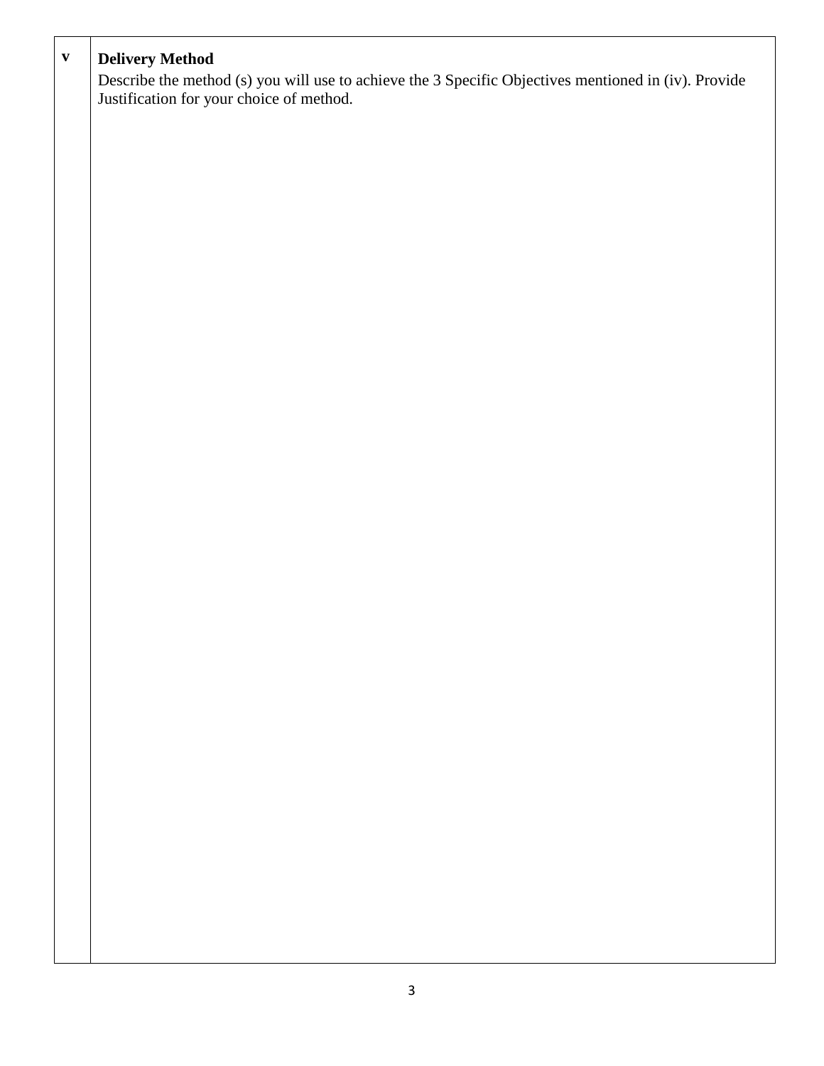| v | **Delivery Method**<br>Describe the method (s) you will use to achieve the 3 Specific Objectives mentioned in (iv). Provide Justification for your choice of method. |
|---|---|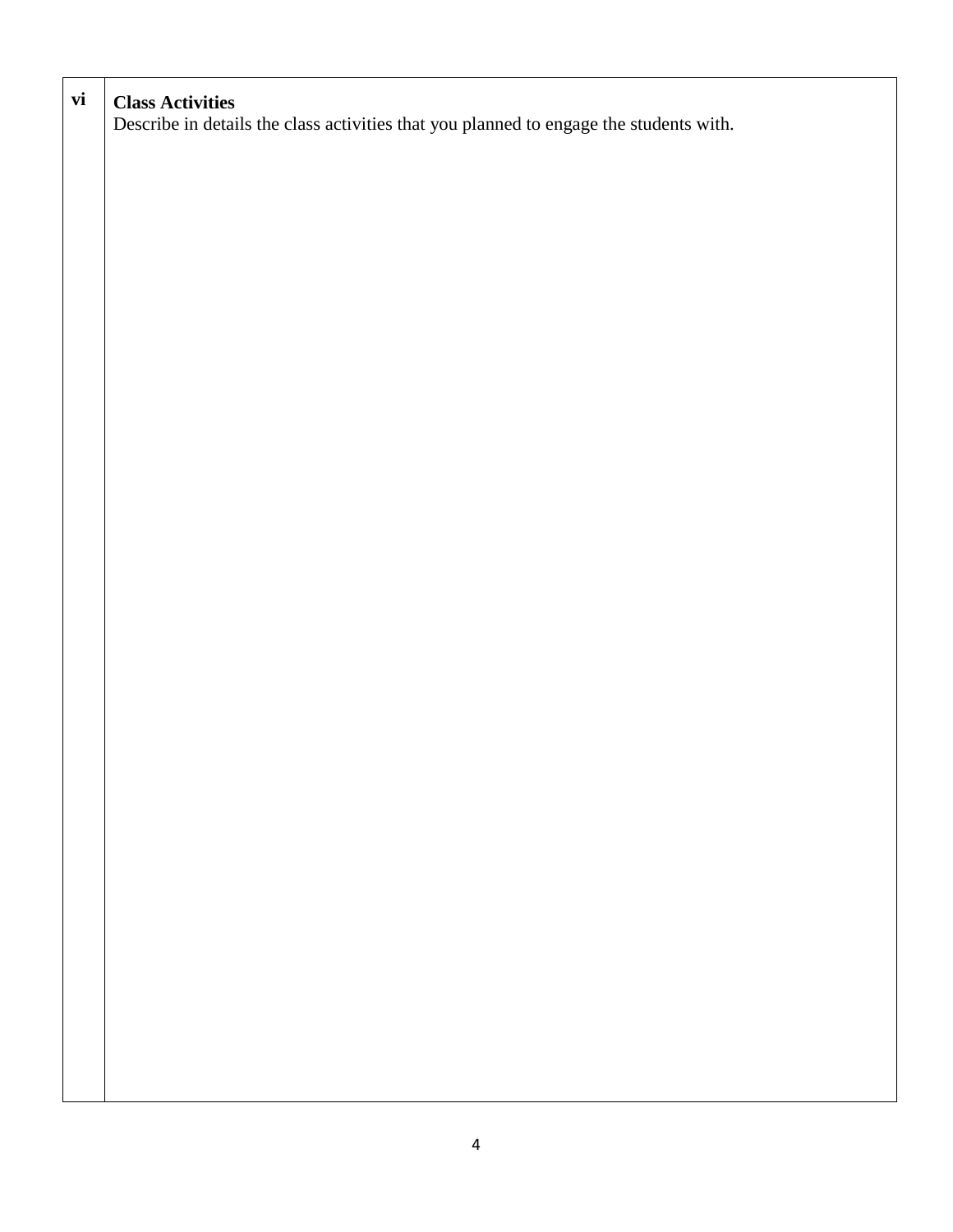| vi | **Class Activities**<br>Describe in details the class activities that you planned to engage the students with. |
|---|---|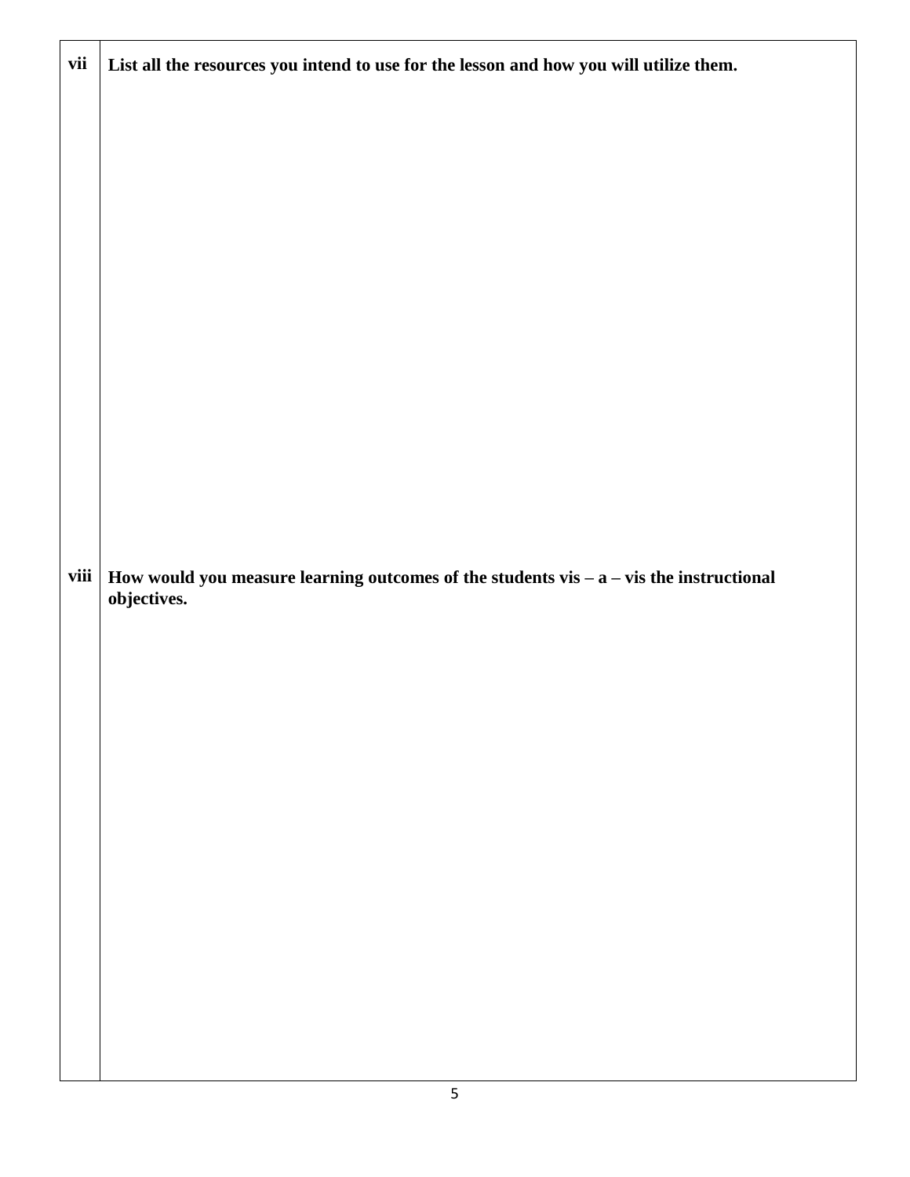| | |
|---|---|
| **vii** | **List all the resources you intend to use for the lesson and how you will utilize them.** |
| **viii** | **How would you measure learning outcomes of the students vis – a – vis the instructional objectives.** |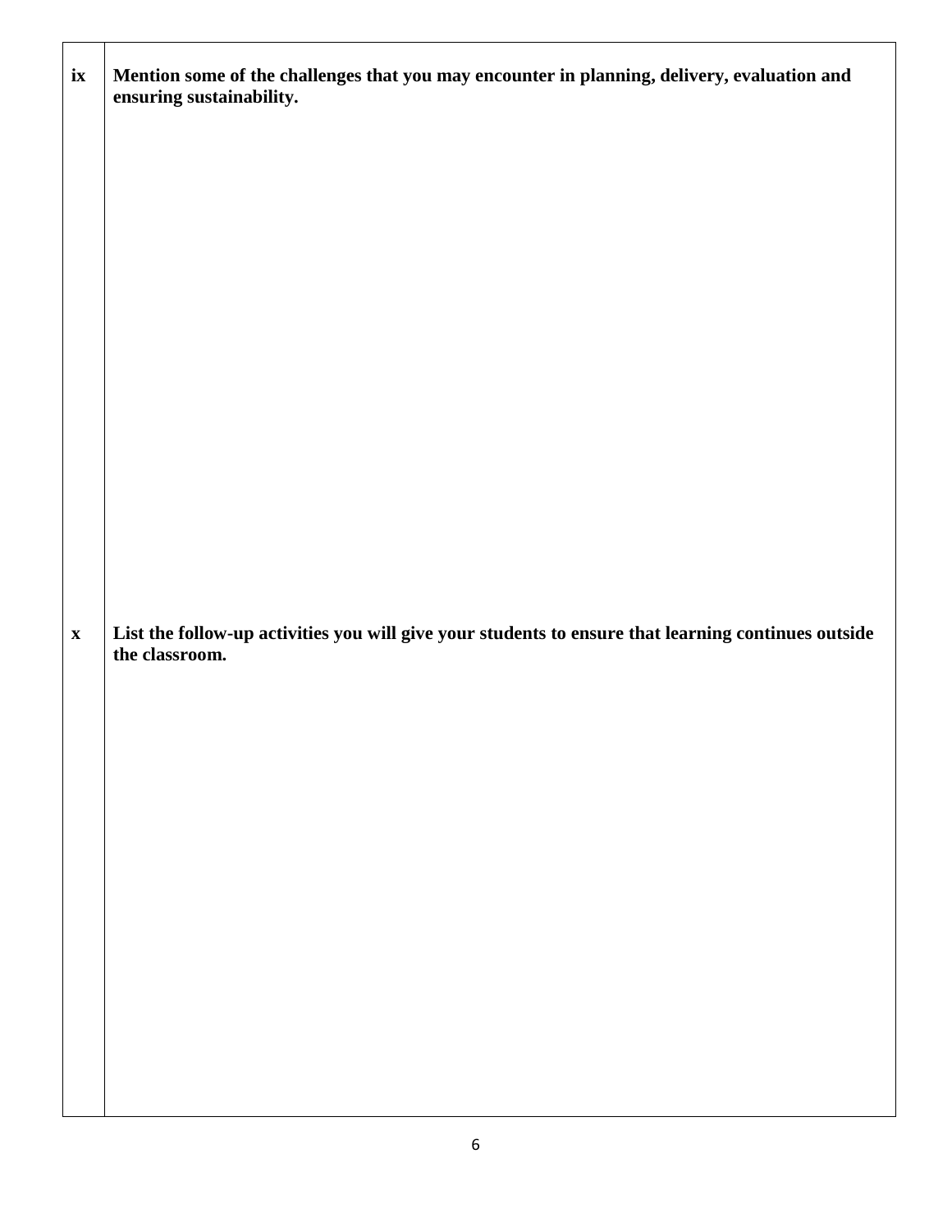| | |
|---|---|
| **ix** | **Mention some of the challenges that you may encounter in planning, delivery, evaluation and ensuring sustainability.** |
| **x** | **List the follow-up activities you will give your students to ensure that learning continues outside the classroom.** |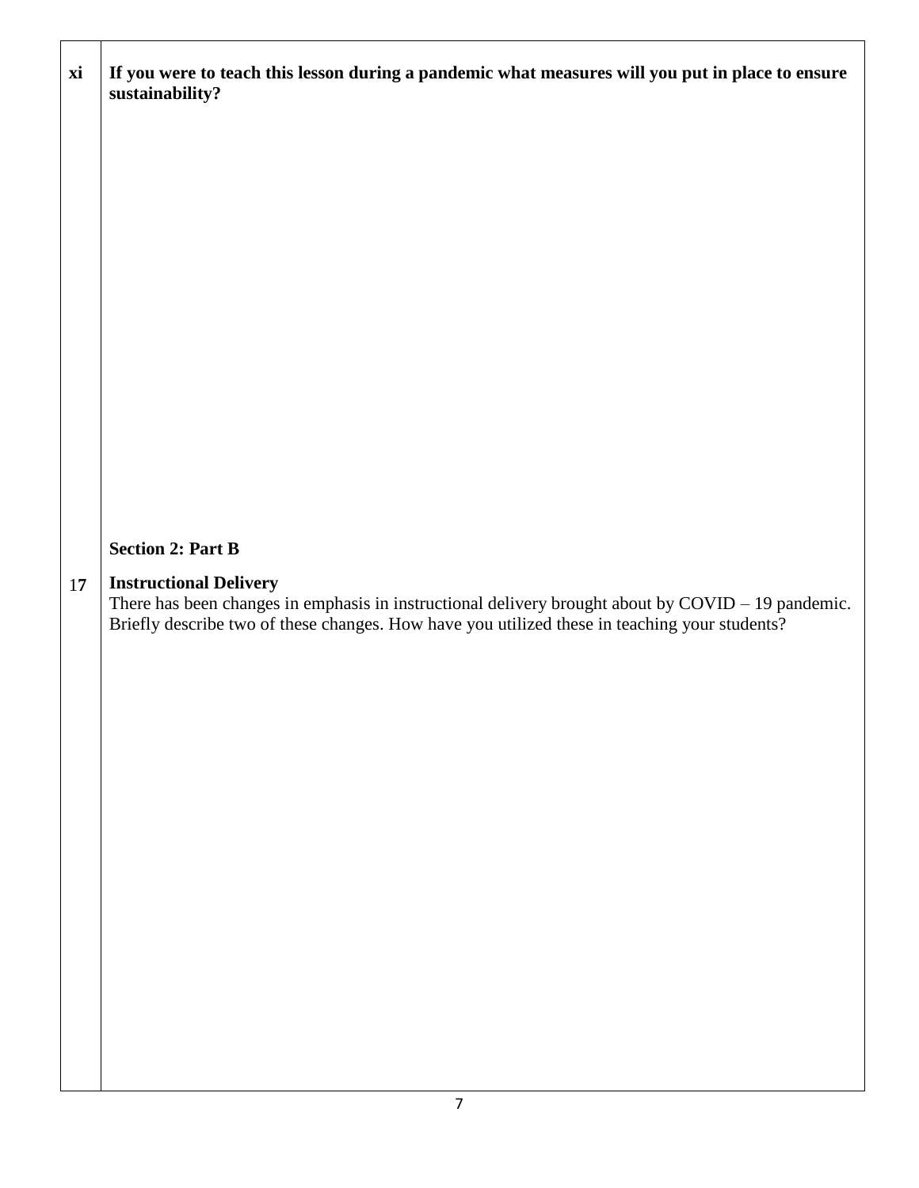| | |
|---|---|
| **xi** | **If you were to teach this lesson during a pandemic what measures will you put in place to ensure sustainability?** |
| | **Section 2: Part B** |
| 17 | **Instructional Delivery**<br>There has been changes in emphasis in instructional delivery brought about by COVID – 19 pandemic. Briefly describe two of these changes. How have you utilized these in teaching your students? |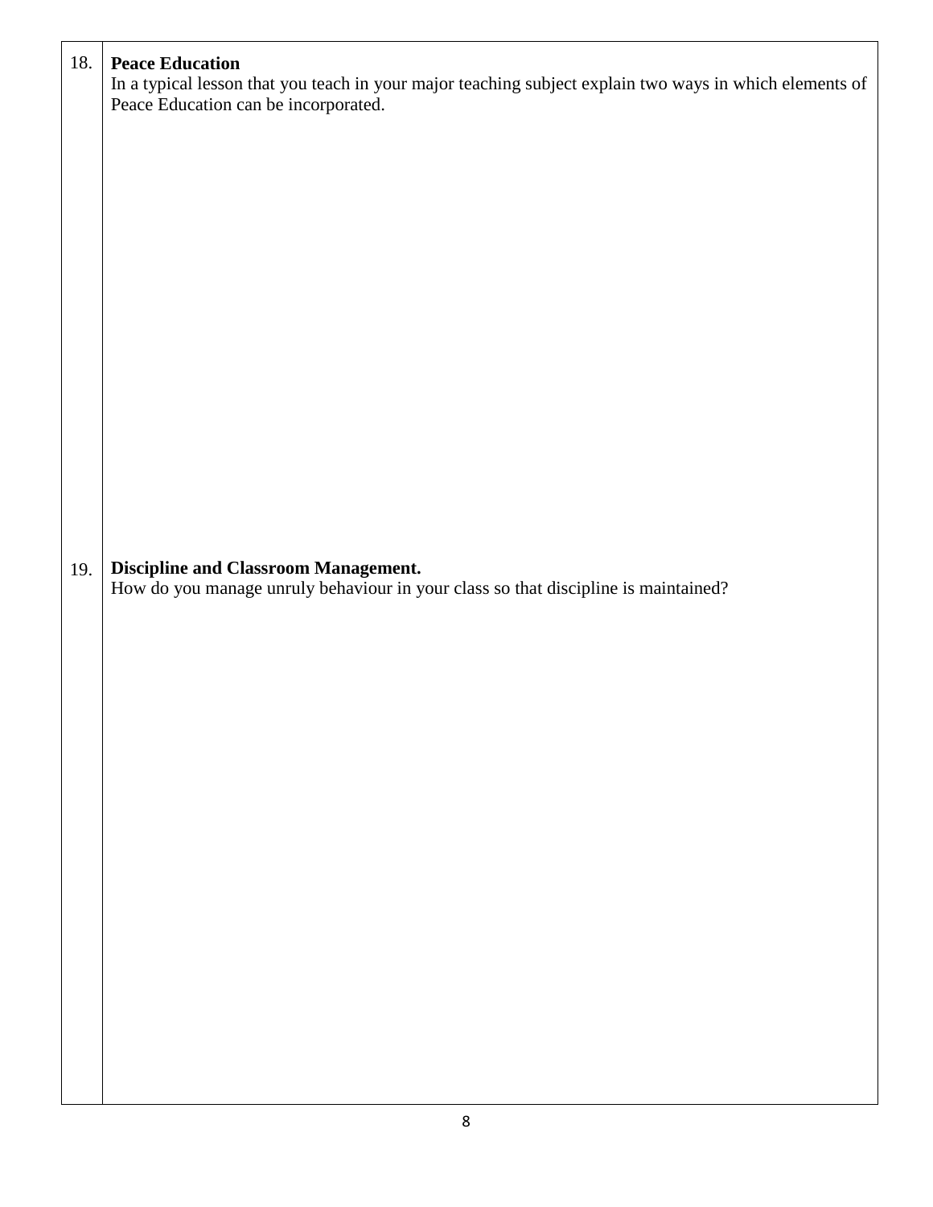18. **Peace Education**

In a typical lesson that you teach in your major teaching subject explain two ways in which elements of Peace Education can be incorporated.

19. **Discipline and Classroom Management.**

How do you manage unruly behaviour in your class so that discipline is maintained?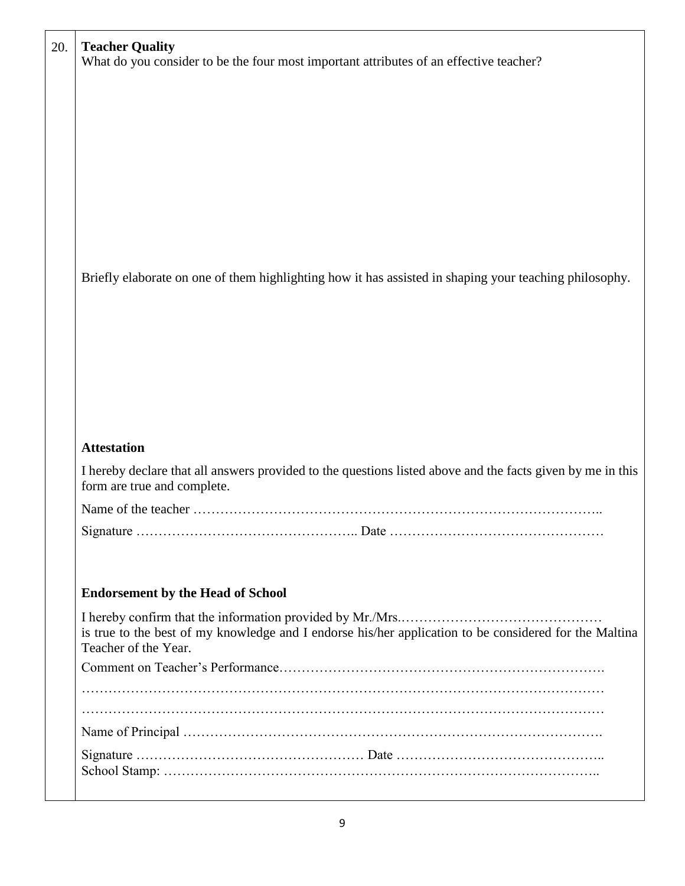20. **Teacher Quality**

What do you consider to be the four most important attributes of an effective teacher?

Briefly elaborate on one of them highlighting how it has assisted in shaping your teaching philosophy.

**Attestation**

I hereby declare that all answers provided to the questions listed above and the facts given by me in this form are true and complete.

Name of the teacher ………………………………………………………………………………..

Signature ………………………………………….. Date …………………………………………

**Endorsement by the Head of School**

I hereby confirm that the information provided by Mr./Mrs.……………………………………… is true to the best of my knowledge and I endorse his/her application to be considered for the Maltina Teacher of the Year.

Comment on Teacher's Performance……………………………………………………………….

…………………………………………………………………………………………………………

…………………………………………………………………………………………………………

Name of Principal ………………………………………………………………………………….

Signature …………………………………………… Date ………………………………………..

School Stamp: ………………………………………………………………………………..